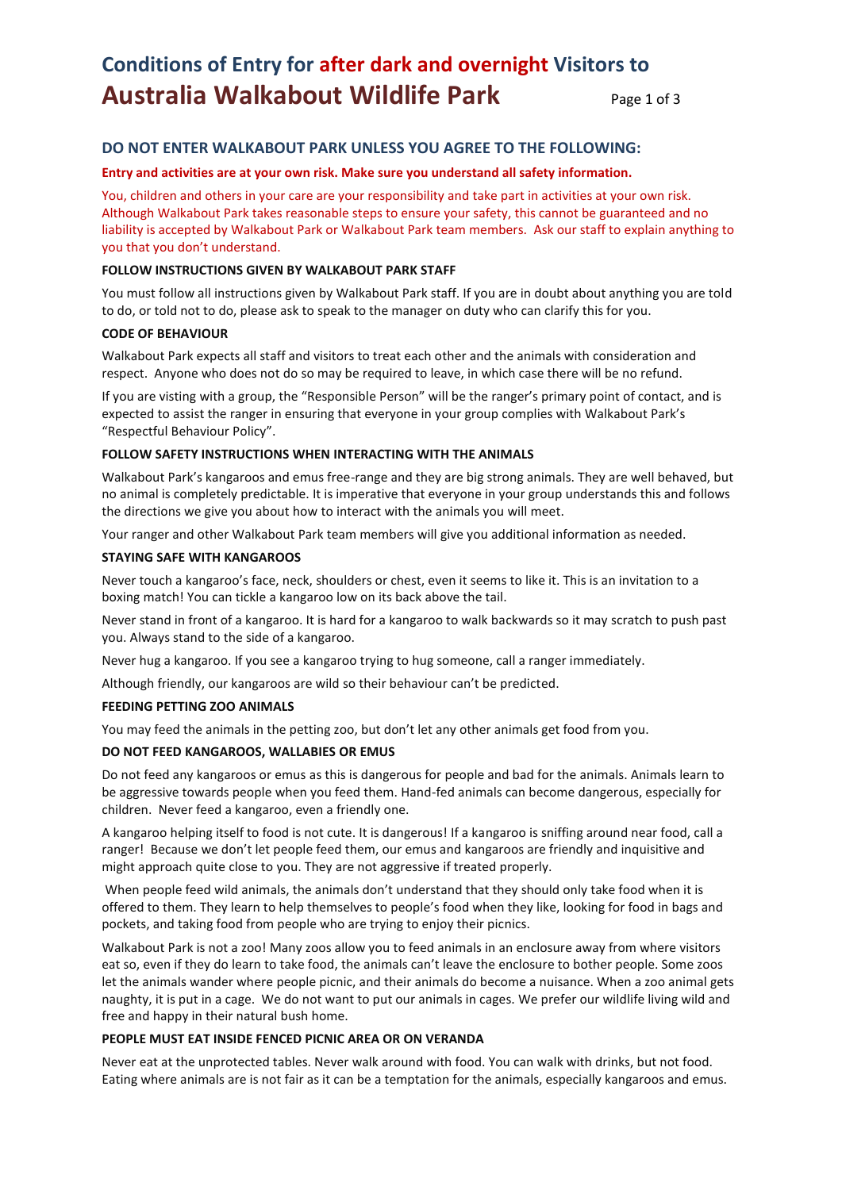# Conditions of Entry for after dark and overnight Visitors to Australia Walkabout Wildlife Park

## DO NOT ENTER WALKABOUT PARK UNLESS YOU AGREE TO THE FOLLOWING:

**Entry and activities are at your own risk. Make sure you understand all safety information.**

You, children and others in your care are your responsibility and take part in activities at your own risk. Although Walkabout Park takes reasonable steps to ensure your safety, this cannot be guaranteed and no liability is accepted by Walkabout Park or Walkabout Park team members. Ask our staff to explain anything to you that you don't understand.

### FOLLOW INSTRUCTIONS GIVEN BY WALKABOUT PARK STAFF

You must follow all instructions given by Walkabout Park staff. If you are in doubt about anything you are told to do, or told not to do, please ask to speak to the manager on duty who can clarify this for you.

### CODE OF BEHAVIOUR

Walkabout Park expects all staff and visitors to treat each other and the animals with consideration and respect. Anyone who does not do so may be required to leave, in which case there will be no refund.

If you are visting with a group, the "Responsible Person" will be the ranger's primary point of contact, and is expected to assist the ranger in ensuring that everyone in your group complies with Walkabout Park's "Respectful Behaviour Policy".

### FOLLOW SAFETY INSTRUCTIONS WHEN INTERACTING WITH THE ANIMALS

Walkabout Park's kangaroos and emus free-range and they are big strong animals. They are well behaved, but no animal is completely predictable. It is imperative that everyone in your group understands this and follows the directions we give you about how to interact with the animals you will meet.

Your ranger and other Walkabout Park team members will give you additional information as needed.

### STAYING SAFE WITH KANGAROOS

Never touch a kangaroo's face, neck, shoulders or chest, even it seems to like it. This is an invitation to a boxing match! You can tickle a kangaroo low on its back above the tail.

Never stand in front of a kangaroo. It is hard for a kangaroo to walk backwards so it may scratch to push past you. Always stand to the side of a kangaroo.

Never hug a kangaroo. If you see a kangaroo trying to hug someone, call a ranger immediately.

Although friendly, our kangaroos are wild so their behaviour can't be predicted.

### FEEDING PETTING ZOO ANIMALS

You may feed the animals in the petting zoo, but don't let any other animals get food from you.

### DO NOT FEED KANGAROOS, WALLABIES OR EMUS

Do not feed any kangaroos or emus as this is dangerous for people and bad for the animals. Animals learn to be aggressive towards people when you feed them. Hand-fed animals can become dangerous, especially for children. Never feed a kangaroo, even a friendly one.

A kangaroo helping itself to food is not cute. It is dangerous! If a kangaroo is sniffing around near food, call a ranger! Because we don't let people feed them, our emus and kangaroos are friendly and inquisitive and might approach quite close to you. They are not aggressive if treated properly.

When people feed wild animals, the animals don't understand that they should only take food when it is offered to them. They learn to help themselves to people's food when they like, looking for food in bags and pockets, and taking food from people who are trying to enjoy their picnics.

Walkabout Park is not a zoo! Many zoos allow you to feed animals in an enclosure away from where visitors eat so, even if they do learn to take food, the animals can't leave the enclosure to bother people. Some zoos let the animals wander where people picnic, and their animals do become a nuisance. When a zoo animal gets naughty, it is put in a cage. We do not want to put our animals in cages. We prefer our wildlife living wild and free and happy in their natural bush home.

### PEOPLE MUST EAT INSIDE FENCED PICNIC AREA OR ON VERANDA

Never eat at the unprotected tables. Never walk around with food. You can walk with drinks, but not food. Eating where animals are is not fair as it can be a temptation for the animals, especially kangaroos and emus.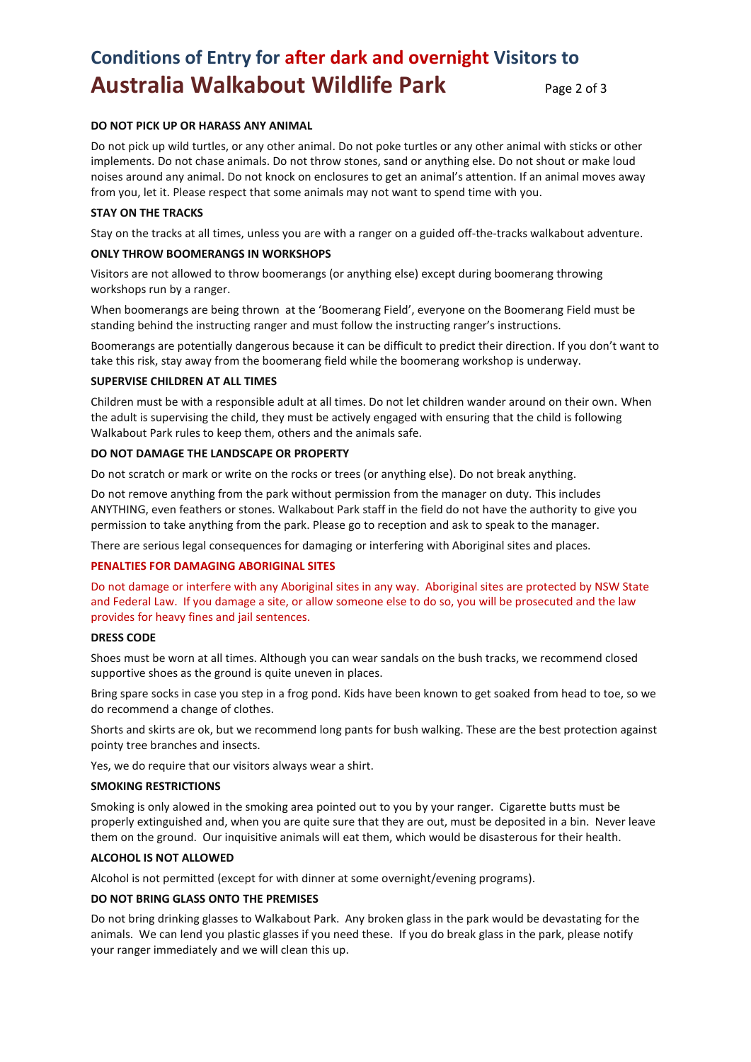# Conditions of Entry for after dark and overnight Visitors to Australia Walkabout Wildlife Park

**DO NOT PICK UP OR HARASS ANY ANIMAL**

Do not pick up wild turtles, or any other animal. Do not poke turtles or any other animal with sticks or other implements. Do not chase animals. Do not throw stones, sand or anything else. Do not shout or make loud noises around any animal. Do not knock on enclosures to get an animal's attention. If an animal moves away from you, let it. Please respect that some animals may not want to spend time with you.

**STAY ON THE TRACKS**

Stay on the tracks at all times, unless you are with a ranger on a guided off-the-tracks walkabout adventure.

**ONLY THROW BOOMERANGS IN WORKSHOPS**

Visitors are not allowed to throw boomerangs (or anything else) except during boomerang throwing workshops run by a ranger.

When boomerangs are being thrown at the 'Boomerang Field', everyone on the Boomerang Field must be standing behind the instructing ranger and must follow the instructing ranger's instructions.

Boomerangs are potentially dangerous because it can be difficult to predict their direction. If you don't want to take this risk, stay away from the boomerang field while the boomerang workshop is underway.

**SUPERVISE CHILDREN AT ALL TIMES**

Children must be with a responsible adult at all times. Do not let children wander around on their own. When the adult is supervising the child, they must be actively engaged with ensuring that the child is following Walkabout Park rules to keep them, others and the animals safe.

**DO NOT DAMAGE THE LANDSCAPE OR PROPERTY**

Do not scratch or mark or write on the rocks or trees (or anything else). Do not break anything.

Do not remove anything from the park without permission from the manager on duty. This includes ANYTHING, even feathers or stones. Walkabout Park staff in the field do not have the authority to give you permission to take anything from the park. Please go to reception and ask to speak to the manager.

There are serious legal consequences for damaging or interfering with Aboriginal sites and places.

**PENALTIES FOR DAMAGING ABORIGINAL SITES**

Do not damage or interfere with any Aboriginal sites in any way. Aboriginal sites are protected by NSW State and Federal Law. If you damage a site, or allow someone else to do so, you will be prosecuted and the law provides for heavy fines and jail sentences.

**DRESS CODE**

Shoes must be worn at all times. Although you can wear sandals on the bush tracks, we recommend closed supportive shoes as the ground is quite uneven in places.

Bring spare socks in case you step in a frog pond. Kids have been known to get soaked from head to toe, so we do recommend a change of clothes.

Shorts and skirts are ok, but we recommend long pants for bush walking. These are the best protection against pointy tree branches and insects.

Yes, we do require that our visitors always wear a shirt.

**SMOKING RESTRICTIONS**

Smoking is only alowed in the smoking area pointed out to you by your ranger. Cigarette butts must be properly extinguished and, when you are quite sure that they are out, must be deposited in a bin. Never leave them on the ground. Our inquisitive animals will eat them, which would be disasterous for their health.

**ALCOHOL IS NOT ALLOWED**

Alcohol is not permitted (except for with dinner at some overnight/evening programs).

**DO NOT BRING GLASS ONTO THE PREMISES**

Do not bring drinking glasses to Walkabout Park. Any broken glass in the park would be devastating for the animals. We can lend you plastic glasses if you need these. If you do break glass in the park, please notify your ranger immediately and we will clean this up.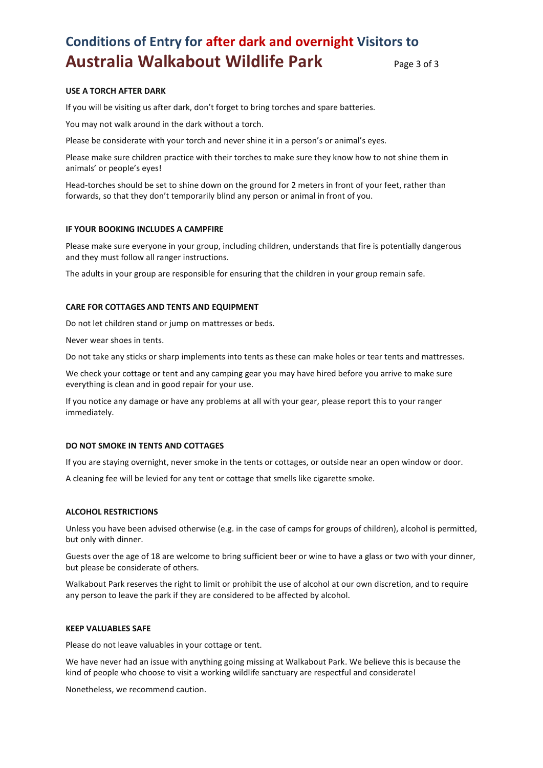# Conditions of Entry for after dark and overnight Visitors to Australia Walkabout Wildlife Park

**USE A TORCH AFTER DARK**

If you will be visiting us after dark, don't forget to bring torches and spare batteries.

You may not walk around in the dark without a torch.

Please be considerate with your torch and never shine it in a person's or animal's eyes.

Please make sure children practice with their torches to make sure they know how to not shine them in animals' or people's eyes!

Head-torches should be set to shine down on the ground for 2 meters in front of your feet, rather than forwards, so that they don't temporarily blind any person or animal in front of you.

**IF YOUR BOOKING INCLUDES A CAMPFIRE**

Please make sure everyone in your group, including children, understands that fire is potentially dangerous and they must follow all ranger instructions.

The adults in your group are responsible for ensuring that the children in your group remain safe.

**CARE FOR COTTAGES AND TENTS AND EQUIPMENT**

Do not let children stand or jump on mattresses or beds.

Never wear shoes in tents.

Do not take any sticks or sharp implements into tents as these can make holes or tear tents and mattresses.

We check your cottage or tent and any camping gear you may have hired before you arrive to make sure everything is clean and in good repair for your use.

If you notice any damage or have any problems at all with your gear, please report this to your ranger immediately.

**DO NOT SMOKE IN TENTS AND COTTAGES**

If you are staying overnight, never smoke in the tents or cottages, or outside near an open window or door.

A cleaning fee will be levied for any tent or cottage that smells like cigarette smoke.

**ALCOHOL RESTRICTIONS**

Unless you have been advised otherwise (e.g. in the case of camps for groups of children), alcohol is permitted, but only with dinner.

Guests over the age of 18 are welcome to bring sufficient beer or wine to have a glass or two with your dinner, but please be considerate of others.

Walkabout Park reserves the right to limit or prohibit the use of alcohol at our own discretion, and to require any person to leave the park if they are considered to be affected by alcohol.

**KEEP VALUABLES SAFE**

Please do not leave valuables in your cottage or tent.

We have never had an issue with anything going missing at Walkabout Park. We believe this is because the kind of people who choose to visit a working wildlife sanctuary are respectful and considerate!

Nonetheless, we recommend caution.